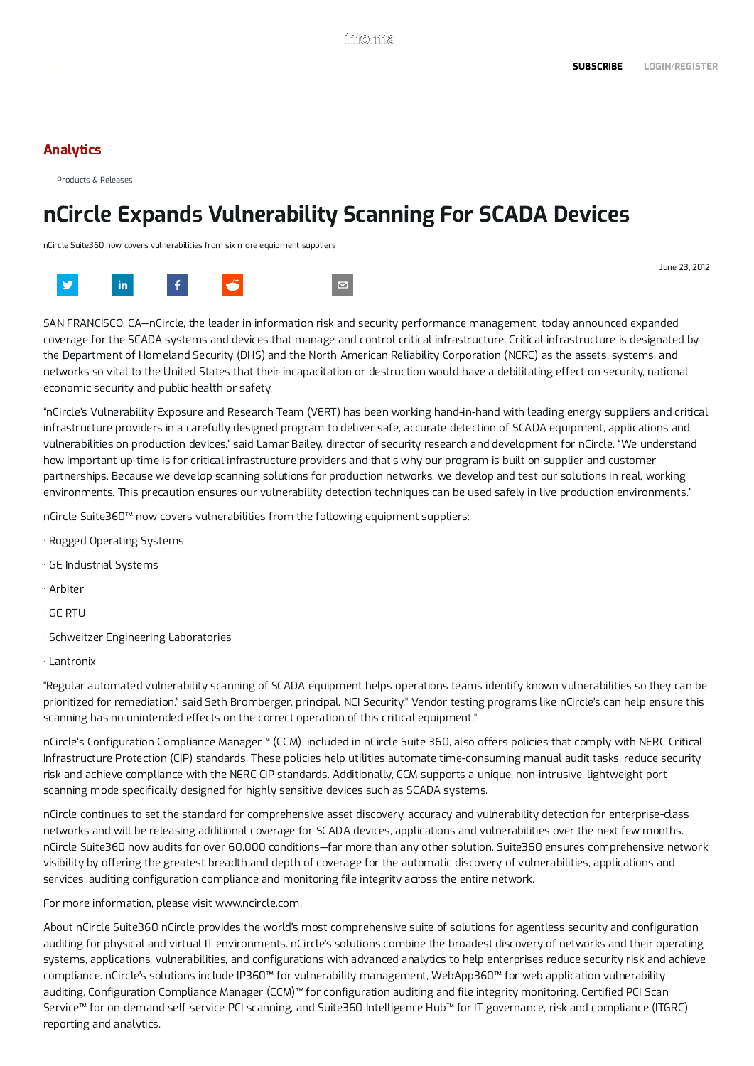Analytics

Products & Releases

# nCircle Expands Vulnerability Scanning For SCADA Devices

nCircle Suite360 now covers vulnerabilities from six more equipment suppliers

June 23, 2012

SAN FRANCISCO, CA—nCircle, the leader in information risk and security performance management, today announced expanded coverage for the SCADA systems and devices that manage and control critical infrastructure. Critical infrastructure is designated by the Department of Homeland Security (DHS) and the North American Reliability Corporation (NERC) as the assets, systems, and networks so vital to the United States that their incapacitation or destruction would have a debilitating effect on security, national economic security and public health or safety.

"nCircle's Vulnerability Exposure and Research Team (VERT) has been working hand-in-hand with leading energy suppliers and critical infrastructure providers in a carefully designed program to deliver safe, accurate detection of SCADA equipment, applications and vulnerabilities on production devices," said Lamar Bailey, director of security research and development for nCircle. "We understand how important up-time is for critical infrastructure providers and that's why our program is built on supplier and customer partnerships. Because we develop scanning solutions for production networks, we develop and test our solutions in real, working environments. This precaution ensures our vulnerability detection techniques can be used safely in live production environments."

nCircle Suite360™ now covers vulnerabilities from the following equipment suppliers:

· Rugged Operating Systems

· GE Industrial Systems

· Arbiter

· GE RTU

· Schweitzer Engineering Laboratories

· Lantronix

"Regular automated vulnerability scanning of SCADA equipment helps operations teams identify known vulnerabilities so they can be prioritized for remediation," said Seth Bromberger, principal, NCI Security." Vendor testing programs like nCircle's can help ensure this scanning has no unintended effects on the correct operation of this critical equipment."

nCircle's Configuration Compliance Manager™ (CCM), included in nCircle Suite 360, also offers policies that comply with NERC Critical Infrastructure Protection (CIP) standards. These policies help utilities automate time-consuming manual audit tasks, reduce security risk and achieve compliance with the NERC CIP standards. Additionally, CCM supports a unique, non-intrusive, lightweight port scanning mode specifically designed for highly sensitive devices such as SCADA systems.

nCircle continues to set the standard for comprehensive asset discovery, accuracy and vulnerability detection for enterprise-class networks and will be releasing additional coverage for SCADA devices, applications and vulnerabilities over the next few months. nCircle Suite360 now audits for over 60,000 conditions—far more than any other solution. Suite360 ensures comprehensive network visibility by offering the greatest breadth and depth of coverage for the automatic discovery of vulnerabilities, applications and services, auditing configuration compliance and monitoring file integrity across the entire network.

For more information, please visit www.ncircle.com.

About nCircle Suite360 nCircle provides the world's most comprehensive suite of solutions for agentless security and configuration auditing for physical and virtual IT environments. nCircle's solutions combine the broadest discovery of networks and their operating systems, applications, vulnerabilities, and configurations with advanced analytics to help enterprises reduce security risk and achieve compliance. nCircle's solutions include IP360™ for vulnerability management, WebApp360™ for web application vulnerability auditing, Configuration Compliance Manager (CCM)™ for configuration auditing and file integrity monitoring, Certified PCI Scan Service™ for on-demand self-service PCI scanning, and Suite360 Intelligence Hub™ for IT governance, risk and compliance (ITGRC) reporting and analytics.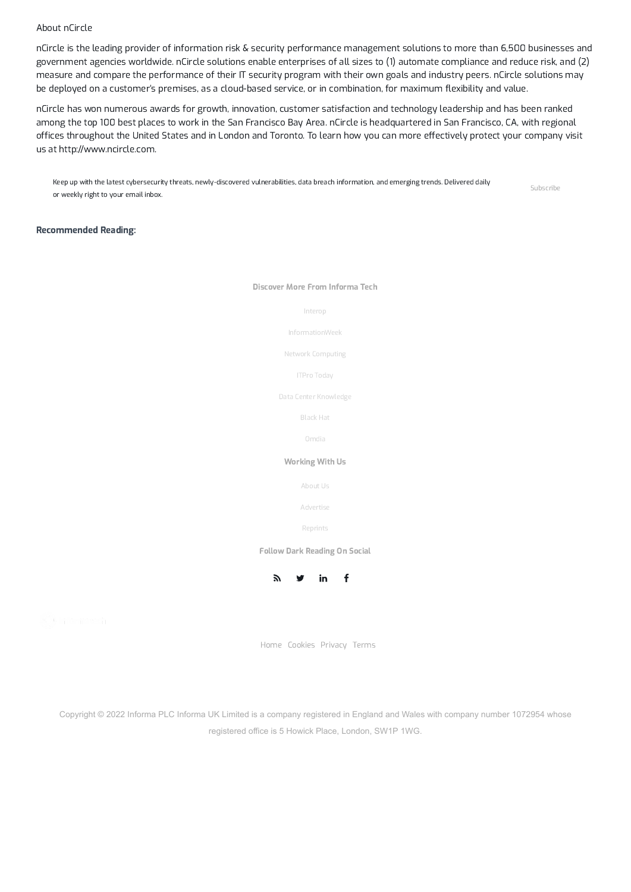About nCircle

nCircle is the leading provider of information risk & security performance management solutions to more than 6,500 businesses and government agencies worldwide. nCircle solutions enable enterprises of all sizes to (1) automate compliance and reduce risk, and (2) measure and compare the performance of their IT security program with their own goals and industry peers. nCircle solutions may be deployed on a customer's premises, as a cloud-based service, or in combination, for maximum flexibility and value.

nCircle has won numerous awards for growth, innovation, customer satisfaction and technology leadership and has been ranked among the top 100 best places to work in the San Francisco Bay Area. nCircle is headquartered in San Francisco, CA, with regional offices throughout the United States and in London and Toronto. To learn how you can more effectively protect your company visit us at http://www.ncircle.com.

Keep up with the latest cybersecurity threats, newly-discovered vulnerabilities, data breach information, and emerging trends. Delivered daily or weekly right to your email inbox.

Subscribe

**Recommended Reading:**

**Discover More From Informa Tech**

Interop

InformationWeek

Network Computing

ITPro Today

Data Center Knowledge

Black Hat

Omdia

**Working With Us**

About Us

Advertise

Reprints

**Follow Dark Reading On Social**

Home Cookies Privacy Terms

Copyright © 2022 Informa PLC Informa UK Limited is a company registered in England and Wales with company number 1072954 whose registered office is 5 Howick Place, London, SW1P 1WG.